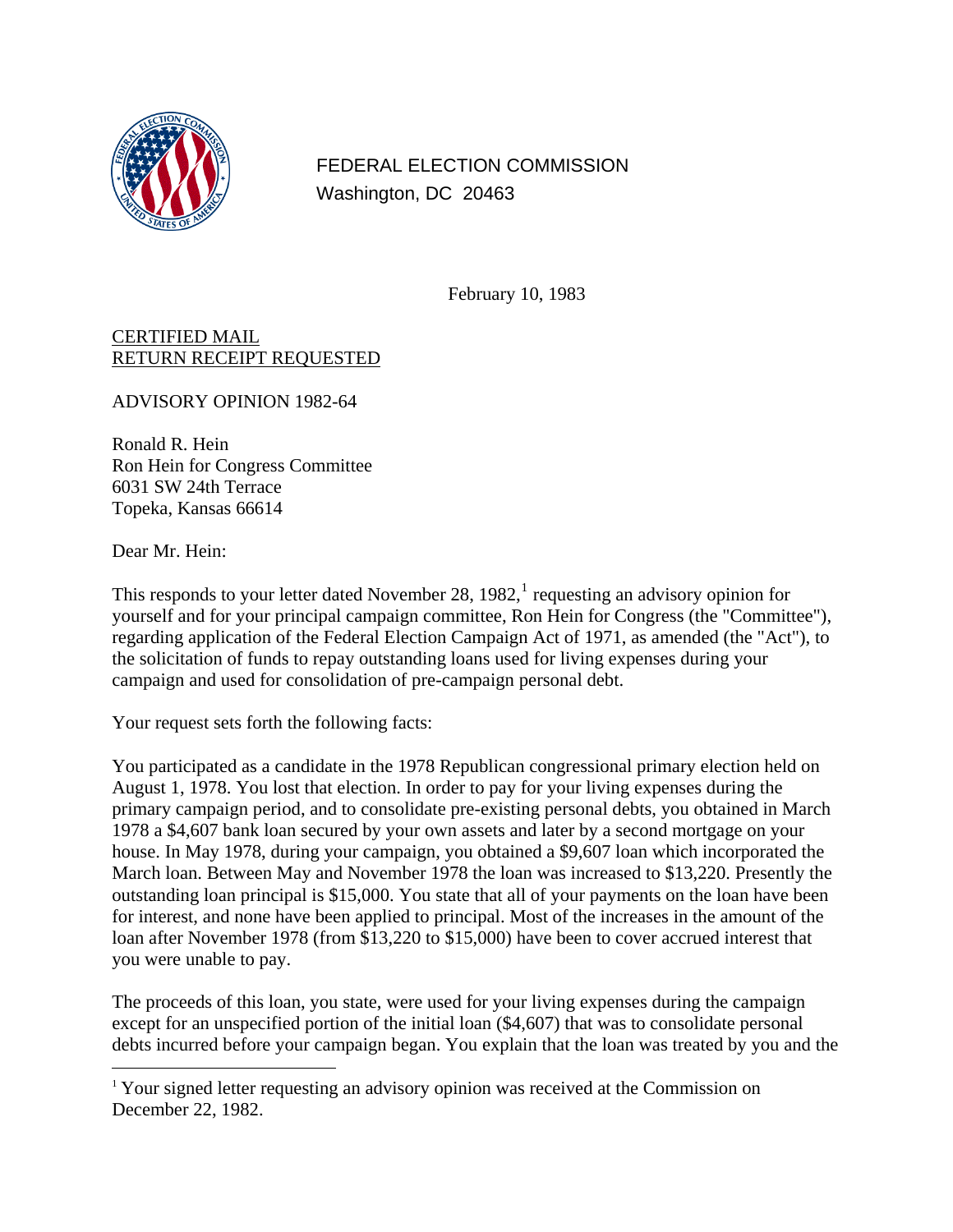FEDERAL ELECTION COMMISSION
Washington, DC 20463

February 10, 1983

CERTIFIED MAIL
RETURN RECEIPT REQUESTED

ADVISORY OPINION 1982-64

Ronald R. Hein
Ron Hein for Congress Committee
6031 SW 24th Terrace
Topeka, Kansas 66614

Dear Mr. Hein:

This responds to your letter dated November 28, 1982,[1] requesting an advisory opinion for yourself and for your principal campaign committee, Ron Hein for Congress (the "Committee"), regarding application of the Federal Election Campaign Act of 1971, as amended (the "Act"), to the solicitation of funds to repay outstanding loans used for living expenses during your campaign and used for consolidation of pre-campaign personal debt.

Your request sets forth the following facts:

You participated as a candidate in the 1978 Republican congressional primary election held on August 1, 1978. You lost that election. In order to pay for your living expenses during the primary campaign period, and to consolidate pre-existing personal debts, you obtained in March 1978 a $4,607 bank loan secured by your own assets and later by a second mortgage on your house. In May 1978, during your campaign, you obtained a $9,607 loan which incorporated the March loan. Between May and November 1978 the loan was increased to $13,220. Presently the outstanding loan principal is $15,000. You state that all of your payments on the loan have been for interest, and none have been applied to principal. Most of the increases in the amount of the loan after November 1978 (from $13,220 to $15,000) have been to cover accrued interest that you were unable to pay.

The proceeds of this loan, you state, were used for your living expenses during the campaign except for an unspecified portion of the initial loan ($4,607) that was to consolidate personal debts incurred before your campaign began. You explain that the loan was treated by you and the

[1] Your signed letter requesting an advisory opinion was received at the Commission on December 22, 1982.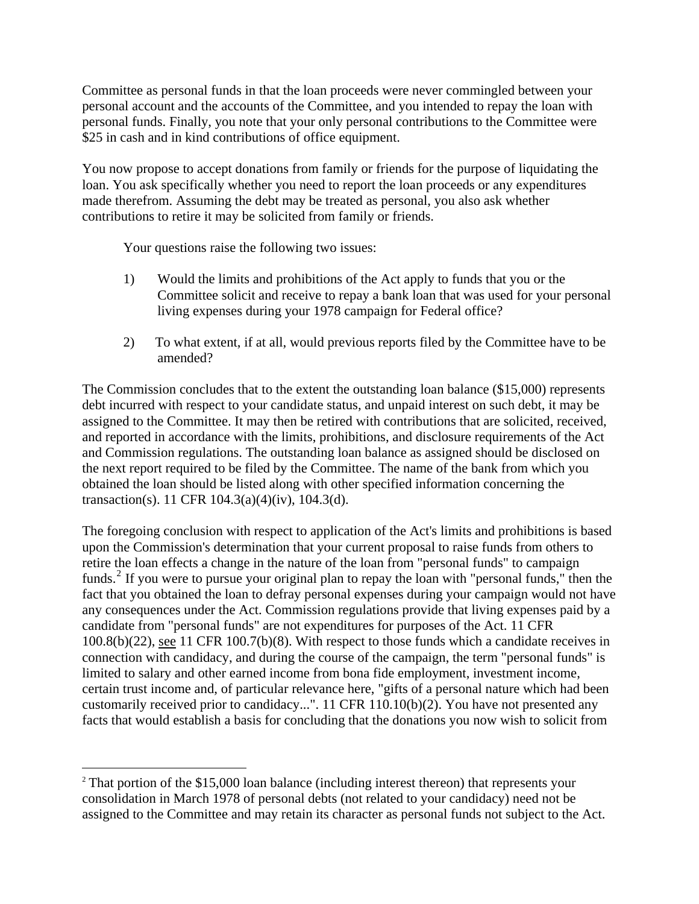Committee as personal funds in that the loan proceeds were never commingled between your personal account and the accounts of the Committee, and you intended to repay the loan with personal funds. Finally, you note that your only personal contributions to the Committee were \$25 in cash and in kind contributions of office equipment.

You now propose to accept donations from family or friends for the purpose of liquidating the loan. You ask specifically whether you need to report the loan proceeds or any expenditures made therefrom. Assuming the debt may be treated as personal, you also ask whether contributions to retire it may be solicited from family or friends.

Your questions raise the following two issues:

1) Would the limits and prohibitions of the Act apply to funds that you or the Committee solicit and receive to repay a bank loan that was used for your personal living expenses during your 1978 campaign for Federal office?

2) To what extent, if at all, would previous reports filed by the Committee have to be amended?

The Commission concludes that to the extent the outstanding loan balance (\$15,000) represents debt incurred with respect to your candidate status, and unpaid interest on such debt, it may be assigned to the Committee. It may then be retired with contributions that are solicited, received, and reported in accordance with the limits, prohibitions, and disclosure requirements of the Act and Commission regulations. The outstanding loan balance as assigned should be disclosed on the next report required to be filed by the Committee. The name of the bank from which you obtained the loan should be listed along with other specified information concerning the transaction(s). 11 CFR 104.3(a)(4)(iv), 104.3(d).

The foregoing conclusion with respect to application of the Act's limits and prohibitions is based upon the Commission's determination that your current proposal to raise funds from others to retire the loan effects a change in the nature of the loan from "personal funds" to campaign funds.[2] If you were to pursue your original plan to repay the loan with "personal funds," then the fact that you obtained the loan to defray personal expenses during your campaign would not have any consequences under the Act. Commission regulations provide that living expenses paid by a candidate from "personal funds" are not expenditures for purposes of the Act. 11 CFR 100.8(b)(22), see 11 CFR 100.7(b)(8). With respect to those funds which a candidate receives in connection with candidacy, and during the course of the campaign, the term "personal funds" is limited to salary and other earned income from bona fide employment, investment income, certain trust income and, of particular relevance here, "gifts of a personal nature which had been customarily received prior to candidacy...". 11 CFR 110.10(b)(2). You have not presented any facts that would establish a basis for concluding that the donations you now wish to solicit from

[2] That portion of the \$15,000 loan balance (including interest thereon) that represents your consolidation in March 1978 of personal debts (not related to your candidacy) need not be assigned to the Committee and may retain its character as personal funds not subject to the Act.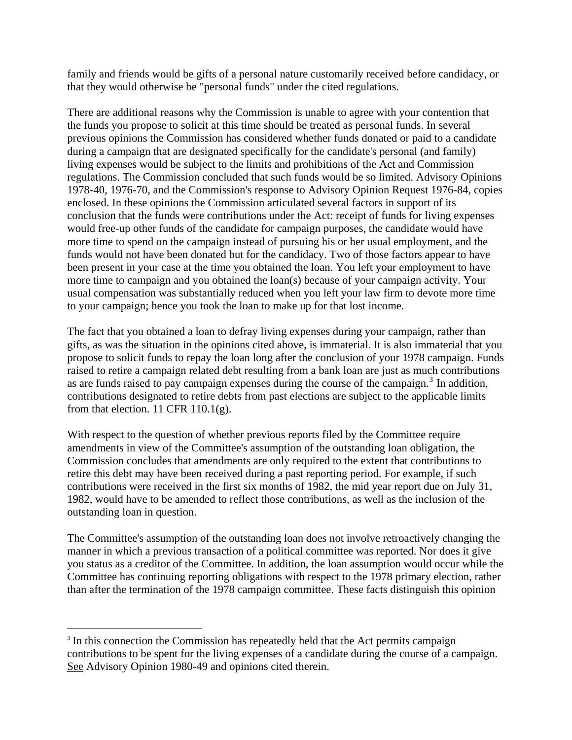family and friends would be gifts of a personal nature customarily received before candidacy, or that they would otherwise be "personal funds" under the cited regulations.

There are additional reasons why the Commission is unable to agree with your contention that the funds you propose to solicit at this time should be treated as personal funds. In several previous opinions the Commission has considered whether funds donated or paid to a candidate during a campaign that are designated specifically for the candidate's personal (and family) living expenses would be subject to the limits and prohibitions of the Act and Commission regulations. The Commission concluded that such funds would be so limited. Advisory Opinions 1978-40, 1976-70, and the Commission's response to Advisory Opinion Request 1976-84, copies enclosed. In these opinions the Commission articulated several factors in support of its conclusion that the funds were contributions under the Act: receipt of funds for living expenses would free-up other funds of the candidate for campaign purposes, the candidate would have more time to spend on the campaign instead of pursuing his or her usual employment, and the funds would not have been donated but for the candidacy. Two of those factors appear to have been present in your case at the time you obtained the loan. You left your employment to have more time to campaign and you obtained the loan(s) because of your campaign activity. Your usual compensation was substantially reduced when you left your law firm to devote more time to your campaign; hence you took the loan to make up for that lost income.

The fact that you obtained a loan to defray living expenses during your campaign, rather than gifts, as was the situation in the opinions cited above, is immaterial. It is also immaterial that you propose to solicit funds to repay the loan long after the conclusion of your 1978 campaign. Funds raised to retire a campaign related debt resulting from a bank loan are just as much contributions as are funds raised to pay campaign expenses during the course of the campaign.[3] In addition, contributions designated to retire debts from past elections are subject to the applicable limits from that election. 11 CFR 110.1(g).

With respect to the question of whether previous reports filed by the Committee require amendments in view of the Committee's assumption of the outstanding loan obligation, the Commission concludes that amendments are only required to the extent that contributions to retire this debt may have been received during a past reporting period. For example, if such contributions were received in the first six months of 1982, the mid year report due on July 31, 1982, would have to be amended to reflect those contributions, as well as the inclusion of the outstanding loan in question.

The Committee's assumption of the outstanding loan does not involve retroactively changing the manner in which a previous transaction of a political committee was reported. Nor does it give you status as a creditor of the Committee. In addition, the loan assumption would occur while the Committee has continuing reporting obligations with respect to the 1978 primary election, rather than after the termination of the 1978 campaign committee. These facts distinguish this opinion

[3] In this connection the Commission has repeatedly held that the Act permits campaign contributions to be spent for the living expenses of a candidate during the course of a campaign. See Advisory Opinion 1980-49 and opinions cited therein.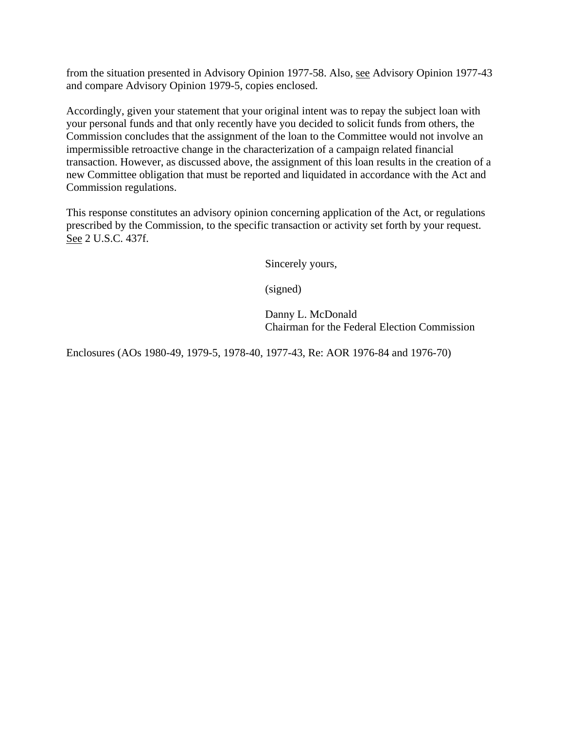from the situation presented in Advisory Opinion 1977-58. Also, <u>see</u> Advisory Opinion 1977-43 and compare Advisory Opinion 1979-5, copies enclosed.

Accordingly, given your statement that your original intent was to repay the subject loan with your personal funds and that only recently have you decided to solicit funds from others, the Commission concludes that the assignment of the loan to the Committee would not involve an impermissible retroactive change in the characterization of a campaign related financial transaction. However, as discussed above, the assignment of this loan results in the creation of a new Committee obligation that must be reported and liquidated in accordance with the Act and Commission regulations.

This response constitutes an advisory opinion concerning application of the Act, or regulations prescribed by the Commission, to the specific transaction or activity set forth by your request. <u>See</u> 2 U.S.C. 437f.

Sincerely yours,

(signed)

Danny L. McDonald
Chairman for the Federal Election Commission

Enclosures (AOs 1980-49, 1979-5, 1978-40, 1977-43, Re: AOR 1976-84 and 1976-70)